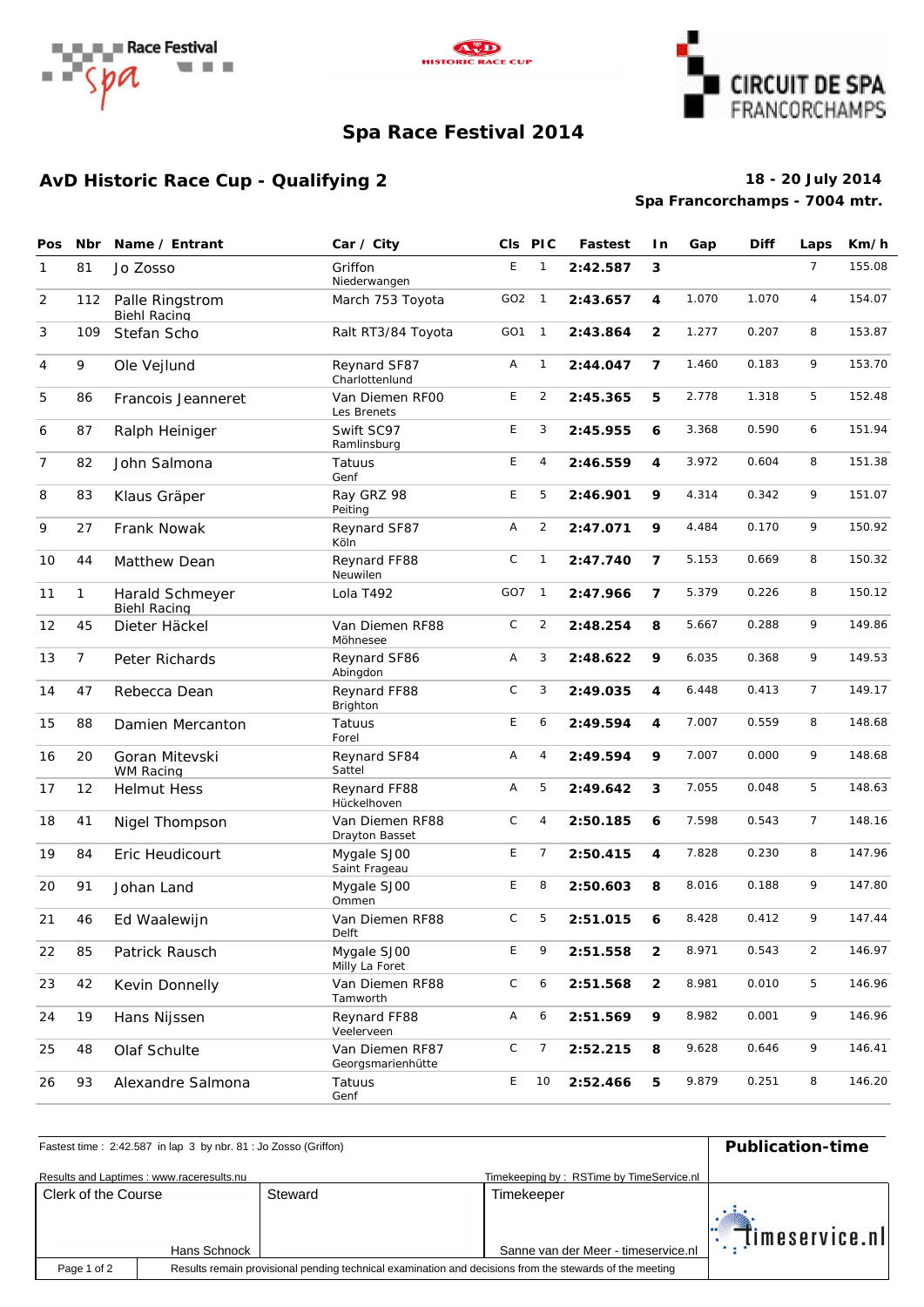# Spa Race Festival 2014

## AvD Historic Race Cup - Qualifying 2

**18 - 20 July 2014**
**Spa Francorchamps - 7004 mtr.**

| Pos | Nbr | Name / Entrant | Car / City | Cls | PIC | Fastest | In | Gap | Diff | Laps | Km/h |
|---|---|---|---|---|---|---|---|---|---|---|---|
| 1 | 81 | Jo Zosso | Griffon<br>Niederwangen | E | 1 | **2:42.587** | **3** | | | 7 | 155.08 |
| 2 | 112 | Palle Ringstrom<br>Biehl Racing | March 753 Toyota | GO2 | 1 | **2:43.657** | **4** | 1.070 | 1.070 | 4 | 154.07 |
| 3 | 109 | Stefan Scho | Ralt RT3/84 Toyota | GO1 | 1 | **2:43.864** | **2** | 1.277 | 0.207 | 8 | 153.87 |
| 4 | 9 | Ole Vejlund | Reynard SF87<br>Charlottenlund | A | 1 | **2:44.047** | **7** | 1.460 | 0.183 | 9 | 153.70 |
| 5 | 86 | Francois Jeanneret | Van Diemen RF00<br>Les Brenets | E | 2 | **2:45.365** | **5** | 2.778 | 1.318 | 5 | 152.48 |
| 6 | 87 | Ralph Heiniger | Swift SC97<br>Ramlinsburg | E | 3 | **2:45.955** | **6** | 3.368 | 0.590 | 6 | 151.94 |
| 7 | 82 | John Salmona | Tatuus<br>Genf | E | 4 | **2:46.559** | **4** | 3.972 | 0.604 | 8 | 151.38 |
| 8 | 83 | Klaus Gräper | Ray GRZ 98<br>Peiting | E | 5 | **2:46.901** | **9** | 4.314 | 0.342 | 9 | 151.07 |
| 9 | 27 | Frank Nowak | Reynard SF87<br>Köln | A | 2 | **2:47.071** | **9** | 4.484 | 0.170 | 9 | 150.92 |
| 10 | 44 | Matthew Dean | Reynard FF88<br>Neuwilen | C | 1 | **2:47.740** | **7** | 5.153 | 0.669 | 8 | 150.32 |
| 11 | 1 | Harald Schmeyer<br>Biehl Racing | Lola T492 | GO7 | 1 | **2:47.966** | **7** | 5.379 | 0.226 | 8 | 150.12 |
| 12 | 45 | Dieter Häckel | Van Diemen RF88<br>Möhnesee | C | 2 | **2:48.254** | **8** | 5.667 | 0.288 | 9 | 149.86 |
| 13 | 7 | Peter Richards | Reynard SF86<br>Abingdon | A | 3 | **2:48.622** | **9** | 6.035 | 0.368 | 9 | 149.53 |
| 14 | 47 | Rebecca Dean | Reynard FF88<br>Brighton | C | 3 | **2:49.035** | **4** | 6.448 | 0.413 | 7 | 149.17 |
| 15 | 88 | Damien Mercanton | Tatuus<br>Forel | E | 6 | **2:49.594** | **4** | 7.007 | 0.559 | 8 | 148.68 |
| 16 | 20 | Goran Mitevski<br>WM Racing | Reynard SF84<br>Sattel | A | 4 | **2:49.594** | **9** | 7.007 | 0.000 | 9 | 148.68 |
| 17 | 12 | Helmut Hess | Reynard FF88<br>Hückelhoven | A | 5 | **2:49.642** | **3** | 7.055 | 0.048 | 5 | 148.63 |
| 18 | 41 | Nigel Thompson | Van Diemen RF88<br>Drayton Basset | C | 4 | **2:50.185** | **6** | 7.598 | 0.543 | 7 | 148.16 |
| 19 | 84 | Eric Heudicourt | Mygale SJ00<br>Saint Frageau | E | 7 | **2:50.415** | **4** | 7.828 | 0.230 | 8 | 147.96 |
| 20 | 91 | Johan Land | Mygale SJ00<br>Ommen | E | 8 | **2:50.603** | **8** | 8.016 | 0.188 | 9 | 147.80 |
| 21 | 46 | Ed Waalewijn | Van Diemen RF88<br>Delft | C | 5 | **2:51.015** | **6** | 8.428 | 0.412 | 9 | 147.44 |
| 22 | 85 | Patrick Rausch | Mygale SJ00<br>Milly La Foret | E | 9 | **2:51.558** | **2** | 8.971 | 0.543 | 2 | 146.97 |
| 23 | 42 | Kevin Donnelly | Van Diemen RF88<br>Tamworth | C | 6 | **2:51.568** | **2** | 8.981 | 0.010 | 5 | 146.96 |
| 24 | 19 | Hans Nijssen | Reynard FF88<br>Veelerveen | A | 6 | **2:51.569** | **9** | 8.982 | 0.001 | 9 | 146.96 |
| 25 | 48 | Olaf Schulte | Van Diemen RF87<br>Georgsmarienhütte | C | 7 | **2:52.215** | **8** | 9.628 | 0.646 | 9 | 146.41 |
| 26 | 93 | Alexandre Salmona | Tatuus<br>Genf | E | 10 | **2:52.466** | **5** | 9.879 | 0.251 | 8 | 146.20 |

Fastest time : 2:42.587 in lap 3 by nbr. 81 : Jo Zosso (Griffon)

**Publication-time**

Results and Laptimes : www.raceresults.nu

Timekeeping by : RSTime by TimeService.nl

| Clerk of the Course | Steward | Timekeeper |
|---|---|---|
| Hans Schnock | | Sanne van der Meer - timeservice.nl |

Results remain provisional pending technical examination and decisions from the stewards of the meeting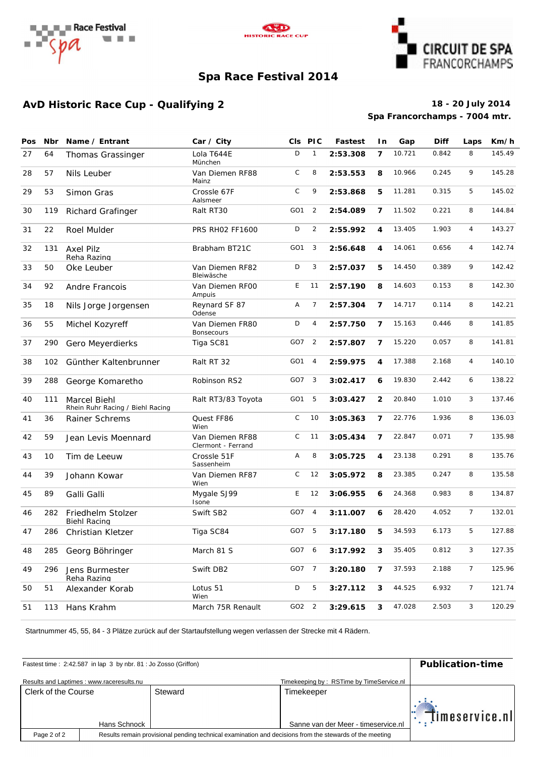# Spa Race Festival 2014

## AvD Historic Race Cup - Qualifying 2

**18 - 20 July 2014**
**Spa Francorchamps - 7004 mtr.**

| Pos | Nbr | Name / Entrant | Car / City | Cls | PIC | Fastest | In | Gap | Diff | Laps | Km/h |
|---|---|---|---|---|---|---|---|---|---|---|---|
| 27 | 64 | Thomas Grassinger | Lola T644E München | D | 1 | **2:53.308** | **7** | 10.721 | 0.842 | 8 | 145.49 |
| 28 | 57 | Nils Leuber | Van Diemen RF88 Mainz | C | 8 | **2:53.553** | **8** | 10.966 | 0.245 | 9 | 145.28 |
| 29 | 53 | Simon Gras | Crossle 67F Aalsmeer | C | 9 | **2:53.868** | **5** | 11.281 | 0.315 | 5 | 145.02 |
| 30 | 119 | Richard Grafinger | Ralt RT30 | GO1 | 2 | **2:54.089** | **7** | 11.502 | 0.221 | 8 | 144.84 |
| 31 | 22 | Roel Mulder | PRS RH02 FF1600 | D | 2 | **2:55.992** | **4** | 13.405 | 1.903 | 4 | 143.27 |
| 32 | 131 | Axel Pilz Reha Razing | Brabham BT21C | GO1 | 3 | **2:56.648** | **4** | 14.061 | 0.656 | 4 | 142.74 |
| 33 | 50 | Oke Leuber | Van Diemen RF82 Bleiwäsche | D | 3 | **2:57.037** | **5** | 14.450 | 0.389 | 9 | 142.42 |
| 34 | 92 | Andre Francois | Van Diemen RF00 Ampuis | E | 11 | **2:57.190** | **8** | 14.603 | 0.153 | 8 | 142.30 |
| 35 | 18 | Nils Jorge Jorgensen | Reynard SF 87 Odense | A | 7 | **2:57.304** | **7** | 14.717 | 0.114 | 8 | 142.21 |
| 36 | 55 | Michel Kozyreff | Van Diemen FR80 Bonsecours | D | 4 | **2:57.750** | **7** | 15.163 | 0.446 | 8 | 141.85 |
| 37 | 290 | Gero Meyerdierks | Tiga SC81 | GO7 | 2 | **2:57.807** | **7** | 15.220 | 0.057 | 8 | 141.81 |
| 38 | 102 | Günther Kaltenbrunner | Ralt RT 32 | GO1 | 4 | **2:59.975** | **4** | 17.388 | 2.168 | 4 | 140.10 |
| 39 | 288 | George Komaretho | Robinson RS2 | GO7 | 3 | **3:02.417** | **6** | 19.830 | 2.442 | 6 | 138.22 |
| 40 | 111 | Marcel Biehl Rhein Ruhr Racing / Biehl Racing | Ralt RT3/83 Toyota | GO1 | 5 | **3:03.427** | **2** | 20.840 | 1.010 | 3 | 137.46 |
| 41 | 36 | Rainer Schrems | Quest FF86 Wien | C | 10 | **3:05.363** | **7** | 22.776 | 1.936 | 8 | 136.03 |
| 42 | 59 | Jean Levis Moennard | Van Diemen RF88 Clermont - Ferrand | C | 11 | **3:05.434** | **7** | 22.847 | 0.071 | 7 | 135.98 |
| 43 | 10 | Tim de Leeuw | Crossle 51F Sassenheim | A | 8 | **3:05.725** | **4** | 23.138 | 0.291 | 8 | 135.76 |
| 44 | 39 | Johann Kowar | Van Diemen RF87 Wien | C | 12 | **3:05.972** | **8** | 23.385 | 0.247 | 8 | 135.58 |
| 45 | 89 | Galli Galli | Mygale SJ99 Isone | E | 12 | **3:06.955** | **6** | 24.368 | 0.983 | 8 | 134.87 |
| 46 | 282 | Friedhelm Stolzer Biehl Racing | Swift SB2 | GO7 | 4 | **3:11.007** | **6** | 28.420 | 4.052 | 7 | 132.01 |
| 47 | 286 | Christian Kletzer | Tiga SC84 | GO7 | 5 | **3:17.180** | **5** | 34.593 | 6.173 | 5 | 127.88 |
| 48 | 285 | Georg Böhringer | March 81 S | GO7 | 6 | **3:17.992** | **3** | 35.405 | 0.812 | 3 | 127.35 |
| 49 | 296 | Jens Burmester Reha Razing | Swift DB2 | GO7 | 7 | **3:20.180** | **7** | 37.593 | 2.188 | 7 | 125.96 |
| 50 | 51 | Alexander Korab | Lotus 51 Wien | D | 5 | **3:27.112** | **3** | 44.525 | 6.932 | 7 | 121.74 |
| 51 | 113 | Hans Krahm | March 75R Renault | GO2 | 2 | **3:29.615** | **3** | 47.028 | 2.503 | 3 | 120.29 |

Startnummer 45, 55, 84 - 3 Plätze zurück auf der Startaufstellung wegen verlassen der Strecke mit 4 Rädern.

Fastest time : 2:42.587 in lap 3 by nbr. 81 : Jo Zosso (Griffon)

**Publication-time**

Results and Laptimes : www.raceresults.nu

Timekeeping by : RSTime by TimeService.nl

| Clerk of the Course | Steward | Timekeeper |
|---|---|---|
| Hans Schnock | | Sanne van der Meer - timeservice.nl |

timeservice.nl

Results remain provisional pending technical examination and decisions from the stewards of the meeting